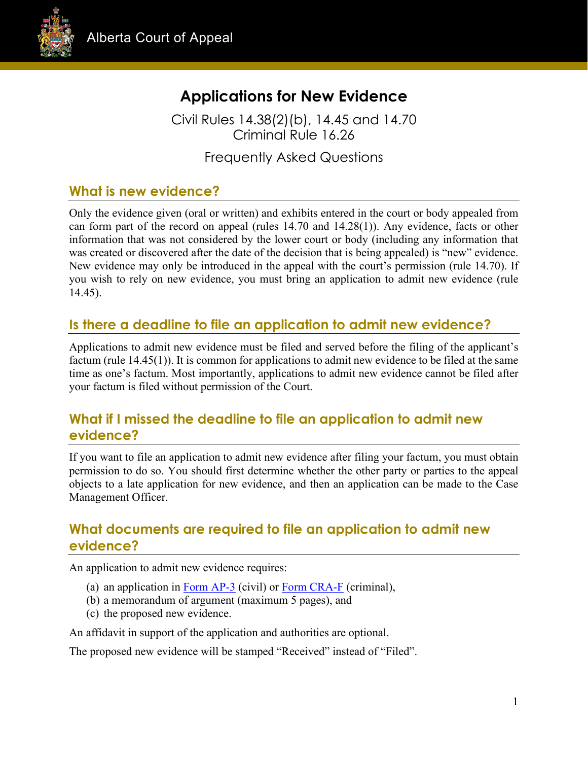Alberta Court of Appeal

# Applications for New Evidence

Civil Rules 14.38(2)(b), 14.45 and 14.70
Criminal Rule 16.26

Frequently Asked Questions

## What is new evidence?

Only the evidence given (oral or written) and exhibits entered in the court or body appealed from can form part of the record on appeal (rules 14.70 and 14.28(1)). Any evidence, facts or other information that was not considered by the lower court or body (including any information that was created or discovered after the date of the decision that is being appealed) is "new" evidence. New evidence may only be introduced in the appeal with the court's permission (rule 14.70). If you wish to rely on new evidence, you must bring an application to admit new evidence (rule 14.45).

## Is there a deadline to file an application to admit new evidence?

Applications to admit new evidence must be filed and served before the filing of the applicant's factum (rule 14.45(1)). It is common for applications to admit new evidence to be filed at the same time as one's factum. Most importantly, applications to admit new evidence cannot be filed after your factum is filed without permission of the Court.

## What if I missed the deadline to file an application to admit new evidence?

If you want to file an application to admit new evidence after filing your factum, you must obtain permission to do so. You should first determine whether the other party or parties to the appeal objects to a late application for new evidence, and then an application can be made to the Case Management Officer.

## What documents are required to file an application to admit new evidence?

An application to admit new evidence requires:

(a) an application in Form AP-3 (civil) or Form CRA-F (criminal),
(b) a memorandum of argument (maximum 5 pages), and
(c) the proposed new evidence.

An affidavit in support of the application and authorities are optional.

The proposed new evidence will be stamped "Received" instead of "Filed".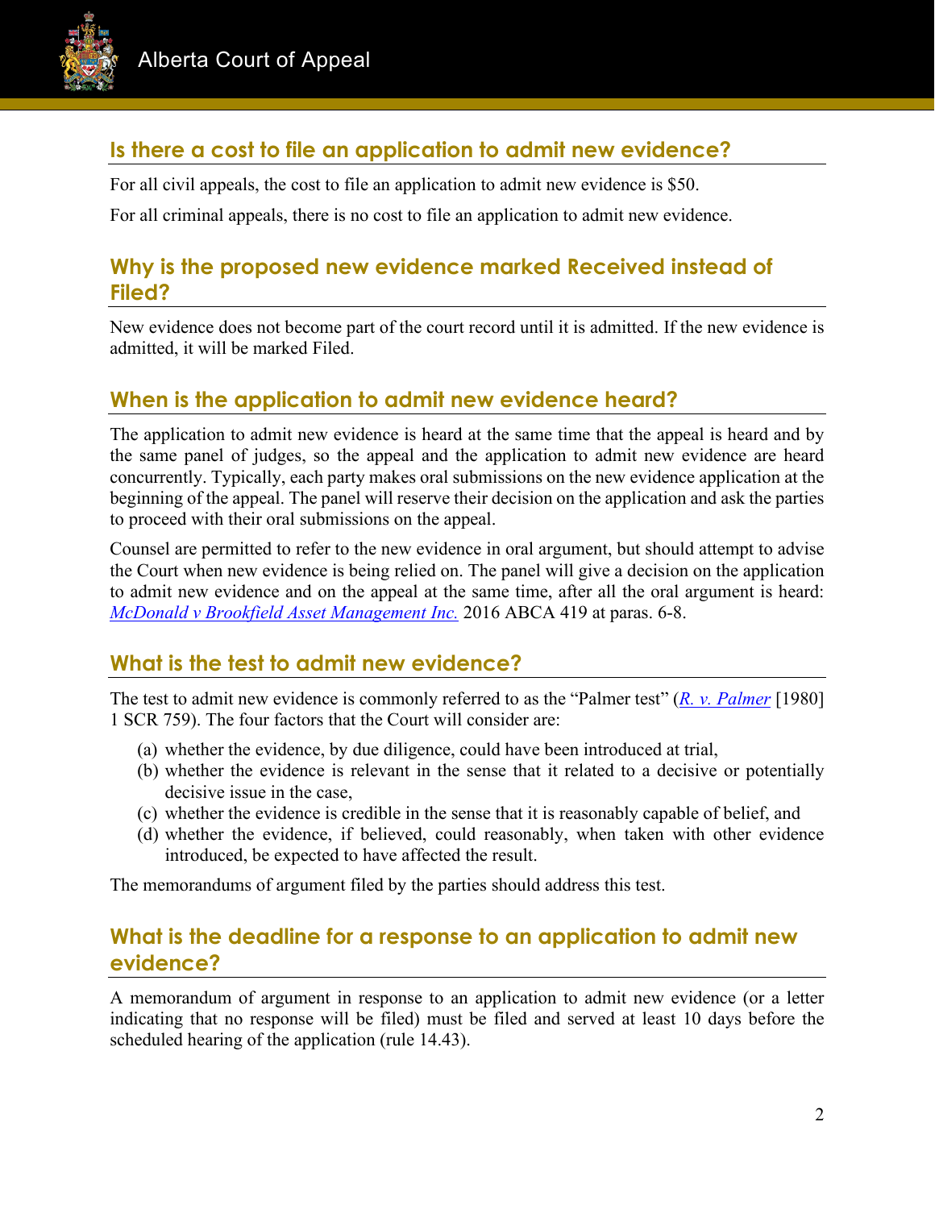## Is there a cost to file an application to admit new evidence?

For all civil appeals, the cost to file an application to admit new evidence is $50.

For all criminal appeals, there is no cost to file an application to admit new evidence.

## Why is the proposed new evidence marked Received instead of Filed?

New evidence does not become part of the court record until it is admitted. If the new evidence is admitted, it will be marked Filed.

## When is the application to admit new evidence heard?

The application to admit new evidence is heard at the same time that the appeal is heard and by the same panel of judges, so the appeal and the application to admit new evidence are heard concurrently. Typically, each party makes oral submissions on the new evidence application at the beginning of the appeal. The panel will reserve their decision on the application and ask the parties to proceed with their oral submissions on the appeal.

Counsel are permitted to refer to the new evidence in oral argument, but should attempt to advise the Court when new evidence is being relied on. The panel will give a decision on the application to admit new evidence and on the appeal at the same time, after all the oral argument is heard: *McDonald v Brookfield Asset Management Inc.* 2016 ABCA 419 at paras. 6-8.

## What is the test to admit new evidence?

The test to admit new evidence is commonly referred to as the "Palmer test" (*R. v. Palmer* [1980] 1 SCR 759). The four factors that the Court will consider are:

(a) whether the evidence, by due diligence, could have been introduced at trial,
(b) whether the evidence is relevant in the sense that it related to a decisive or potentially decisive issue in the case,
(c) whether the evidence is credible in the sense that it is reasonably capable of belief, and
(d) whether the evidence, if believed, could reasonably, when taken with other evidence introduced, be expected to have affected the result.

The memorandums of argument filed by the parties should address this test.

## What is the deadline for a response to an application to admit new evidence?

A memorandum of argument in response to an application to admit new evidence (or a letter indicating that no response will be filed) must be filed and served at least 10 days before the scheduled hearing of the application (rule 14.43).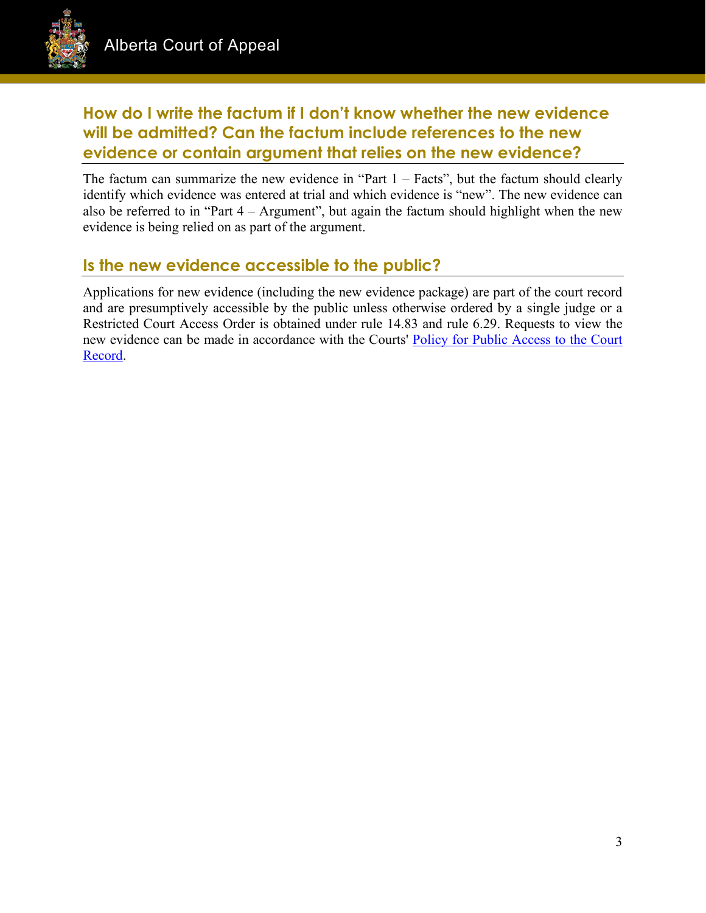## How do I write the factum if I don't know whether the new evidence will be admitted? Can the factum include references to the new evidence or contain argument that relies on the new evidence?

The factum can summarize the new evidence in "Part 1 – Facts", but the factum should clearly identify which evidence was entered at trial and which evidence is "new". The new evidence can also be referred to in "Part 4 – Argument", but again the factum should highlight when the new evidence is being relied on as part of the argument.

## Is the new evidence accessible to the public?

Applications for new evidence (including the new evidence package) are part of the court record and are presumptively accessible by the public unless otherwise ordered by a single judge or a Restricted Court Access Order is obtained under rule 14.83 and rule 6.29. Requests to view the new evidence can be made in accordance with the Courts' Policy for Public Access to the Court Record.